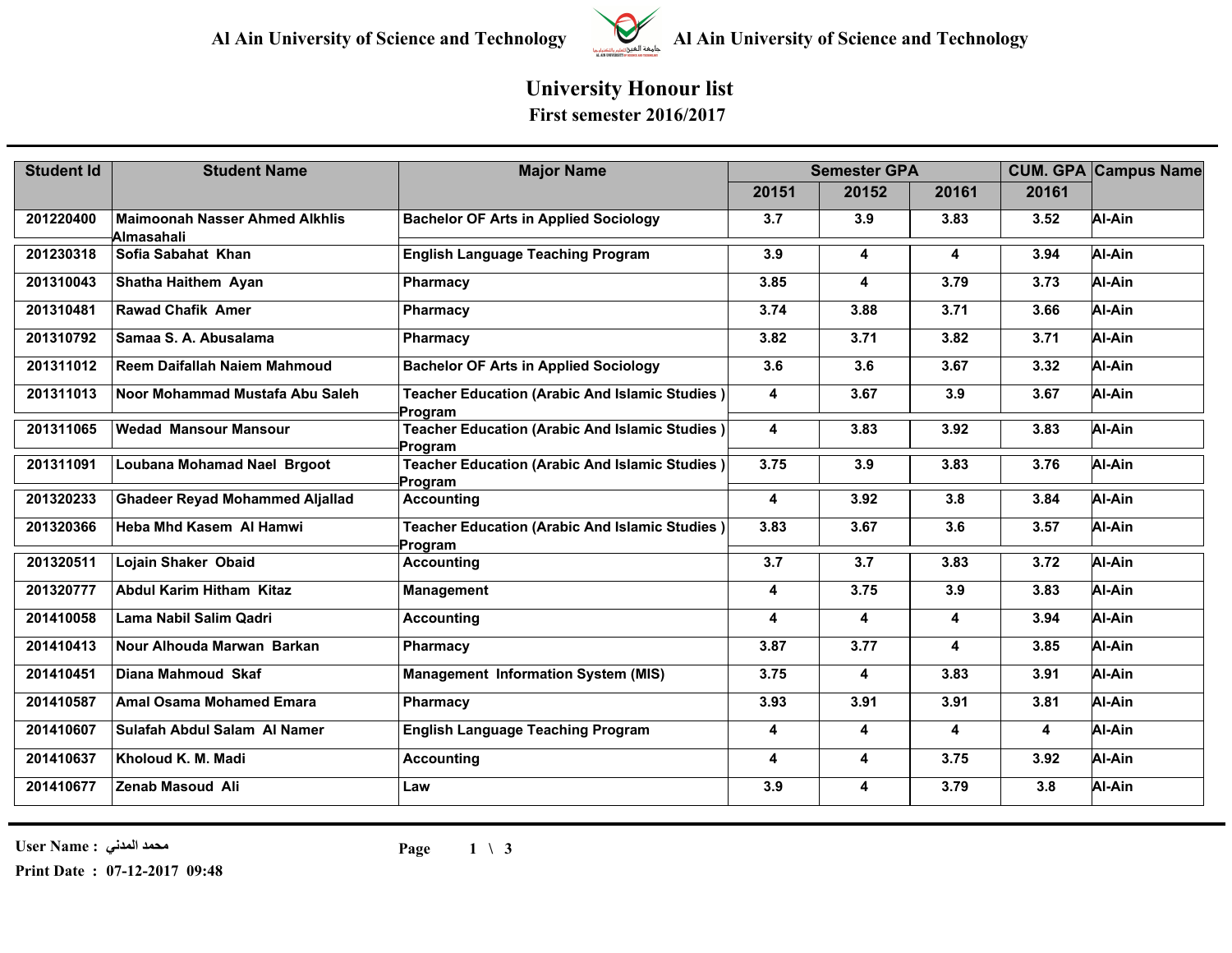Al Ain University of Science and Technology Al Ain University of Science and Technology

# University Honour list

## First semester 2016/2017

| Student Id | Student Name | Major Name | Semester GPA | | | CUM. GPA | Campus Name |
|---|---|---|---|---|---|---|---|
| | | | 20151 | 20152 | 20161 | 20161 | |
| 201220400 | Maimoonah Nasser Ahmed Alkhlis Almasahali | Bachelor OF Arts in Applied Sociology | 3.7 | 3.9 | 3.83 | 3.52 | Al-Ain |
| 201230318 | Sofia Sabahat Khan | English Language Teaching Program | 3.9 | 4 | 4 | 3.94 | Al-Ain |
| 201310043 | Shatha Haithem Ayan | Pharmacy | 3.85 | 4 | 3.79 | 3.73 | Al-Ain |
| 201310481 | Rawad Chafik Amer | Pharmacy | 3.74 | 3.88 | 3.71 | 3.66 | Al-Ain |
| 201310792 | Samaa S. A. Abusalama | Pharmacy | 3.82 | 3.71 | 3.82 | 3.71 | Al-Ain |
| 201311012 | Reem Daifallah Naiem Mahmoud | Bachelor OF Arts in Applied Sociology | 3.6 | 3.6 | 3.67 | 3.32 | Al-Ain |
| 201311013 | Noor Mohammad Mustafa Abu Saleh | Teacher Education (Arabic And Islamic Studies ) Program | 4 | 3.67 | 3.9 | 3.67 | Al-Ain |
| 201311065 | Wedad Mansour Mansour | Teacher Education (Arabic And Islamic Studies ) Program | 4 | 3.83 | 3.92 | 3.83 | Al-Ain |
| 201311091 | Loubana Mohamad Nael Brgoot | Teacher Education (Arabic And Islamic Studies ) Program | 3.75 | 3.9 | 3.83 | 3.76 | Al-Ain |
| 201320233 | Ghadeer Reyad Mohammed Aljallad | Accounting | 4 | 3.92 | 3.8 | 3.84 | Al-Ain |
| 201320366 | Heba Mhd Kasem Al Hamwi | Teacher Education (Arabic And Islamic Studies ) Program | 3.83 | 3.67 | 3.6 | 3.57 | Al-Ain |
| 201320511 | Lojain Shaker Obaid | Accounting | 3.7 | 3.7 | 3.83 | 3.72 | Al-Ain |
| 201320777 | Abdul Karim Hitham Kitaz | Management | 4 | 3.75 | 3.9 | 3.83 | Al-Ain |
| 201410058 | Lama Nabil Salim Qadri | Accounting | 4 | 4 | 4 | 3.94 | Al-Ain |
| 201410413 | Nour Alhouda Marwan Barkan | Pharmacy | 3.87 | 3.77 | 4 | 3.85 | Al-Ain |
| 201410451 | Diana Mahmoud Skaf | Management Information System (MIS) | 3.75 | 4 | 3.83 | 3.91 | Al-Ain |
| 201410587 | Amal Osama Mohamed Emara | Pharmacy | 3.93 | 3.91 | 3.91 | 3.81 | Al-Ain |
| 201410607 | Sulafah Abdul Salam Al Namer | English Language Teaching Program | 4 | 4 | 4 | 4 | Al-Ain |
| 201410637 | Kholoud K. M. Madi | Accounting | 4 | 4 | 3.75 | 3.92 | Al-Ain |
| 201410677 | Zenab Masoud Ali | Law | 3.9 | 4 | 3.79 | 3.8 | Al-Ain |

User Name : محمد المدني

Print Date : 07-12-2017 09:48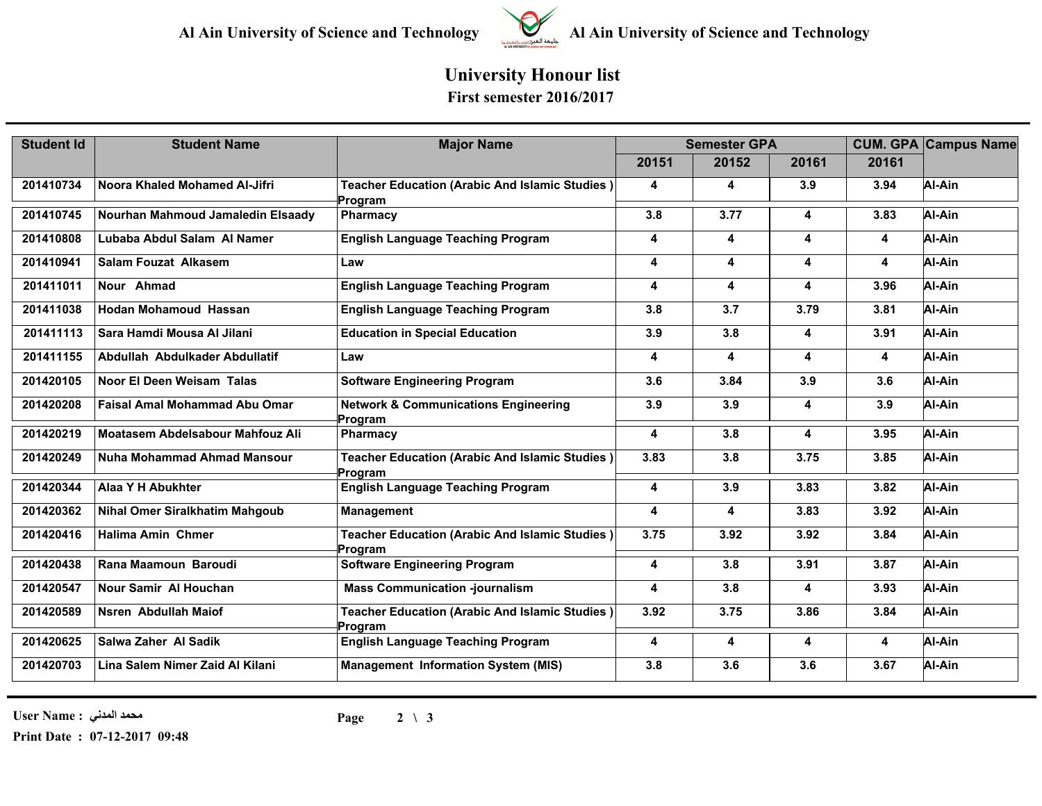# University Honour list

## First semester 2016/2017

| Student Id | Student Name | Major Name | Semester GPA | | | CUM. GPA | Campus Name |
|---|---|---|---|---|---|---|---|
| | | | 20151 | 20152 | 20161 | 20161 | |
| 201410734 | Noora Khaled Mohamed Al-Jifri | Teacher Education (Arabic And Islamic Studies ) Program | 4 | 4 | 3.9 | 3.94 | Al-Ain |
| 201410745 | Nourhan Mahmoud Jamaledin Elsaady | Pharmacy | 3.8 | 3.77 | 4 | 3.83 | Al-Ain |
| 201410808 | Lubaba Abdul Salam Al Namer | English Language Teaching Program | 4 | 4 | 4 | 4 | Al-Ain |
| 201410941 | Salam Fouzat Alkasem | Law | 4 | 4 | 4 | 4 | Al-Ain |
| 201411011 | Nour Ahmad | English Language Teaching Program | 4 | 4 | 4 | 3.96 | Al-Ain |
| 201411038 | Hodan Mohamoud Hassan | English Language Teaching Program | 3.8 | 3.7 | 3.79 | 3.81 | Al-Ain |
| 201411113 | Sara Hamdi Mousa Al Jilani | Education in Special Education | 3.9 | 3.8 | 4 | 3.91 | Al-Ain |
| 201411155 | Abdullah Abdulkader Abdullatif | Law | 4 | 4 | 4 | 4 | Al-Ain |
| 201420105 | Noor El Deen Weisam Talas | Software Engineering Program | 3.6 | 3.84 | 3.9 | 3.6 | Al-Ain |
| 201420208 | Faisal Amal Mohammad Abu Omar | Network & Communications Engineering Program | 3.9 | 3.9 | 4 | 3.9 | Al-Ain |
| 201420219 | Moatasem Abdelsabour Mahfouz Ali | Pharmacy | 4 | 3.8 | 4 | 3.95 | Al-Ain |
| 201420249 | Nuha Mohammad Ahmad Mansour | Teacher Education (Arabic And Islamic Studies ) Program | 3.83 | 3.8 | 3.75 | 3.85 | Al-Ain |
| 201420344 | Alaa Y H Abukhter | English Language Teaching Program | 4 | 3.9 | 3.83 | 3.82 | Al-Ain |
| 201420362 | Nihal Omer Siralkhatim Mahgoub | Management | 4 | 4 | 3.83 | 3.92 | Al-Ain |
| 201420416 | Halima Amin Chmer | Teacher Education (Arabic And Islamic Studies ) Program | 3.75 | 3.92 | 3.92 | 3.84 | Al-Ain |
| 201420438 | Rana Maamoun Baroudi | Software Engineering Program | 4 | 3.8 | 3.91 | 3.87 | Al-Ain |
| 201420547 | Nour Samir Al Houchan | Mass Communication -journalism | 4 | 3.8 | 4 | 3.93 | Al-Ain |
| 201420589 | Nsren Abdullah Maiof | Teacher Education (Arabic And Islamic Studies ) Program | 3.92 | 3.75 | 3.86 | 3.84 | Al-Ain |
| 201420625 | Salwa Zaher Al Sadik | English Language Teaching Program | 4 | 4 | 4 | 4 | Al-Ain |
| 201420703 | Lina Salem Nimer Zaid Al Kilani | Management Information System (MIS) | 3.8 | 3.6 | 3.6 | 3.67 | Al-Ain |

User Name : محمد المدني

Print Date : 07-12-2017 09:48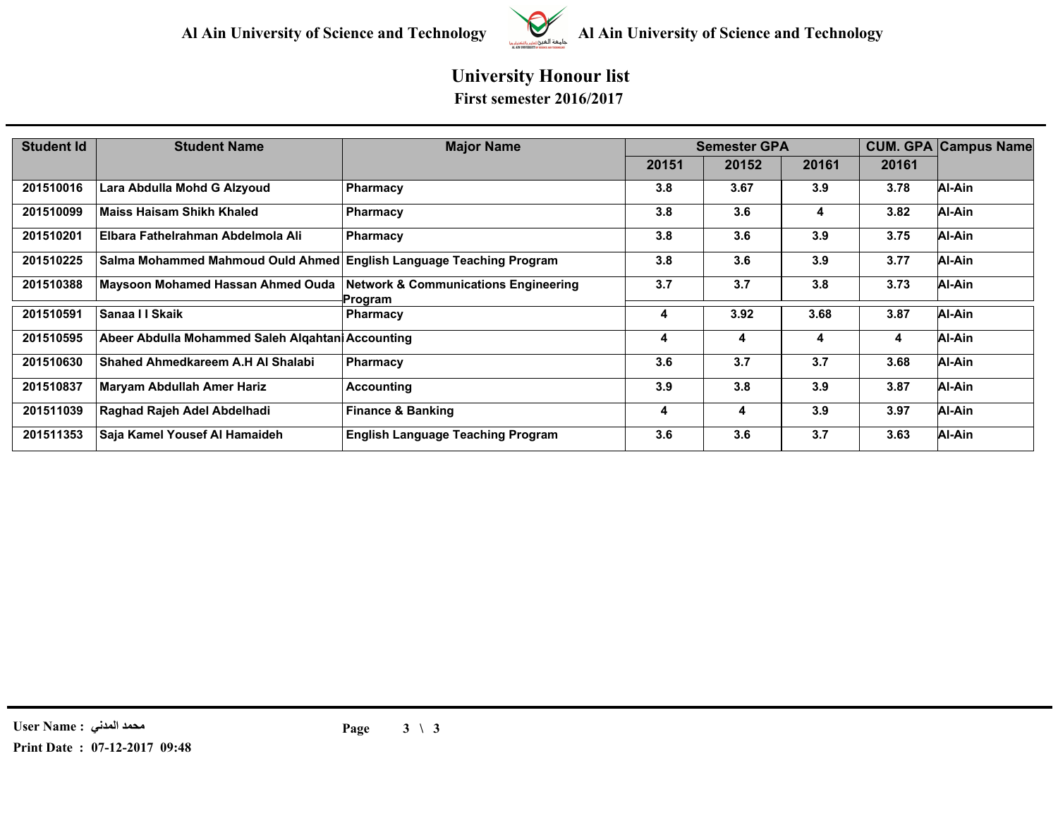# University Honour list

## First semester 2016/2017

| Student Id | Student Name | Major Name | Semester GPA | | | CUM. GPA | Campus Name |
|---|---|---|---|---|---|---|---|
| | | | 20151 | 20152 | 20161 | 20161 | |
| 201510016 | Lara Abdulla Mohd G Alzyoud | Pharmacy | 3.8 | 3.67 | 3.9 | 3.78 | Al-Ain |
| 201510099 | Maiss Haisam Shikh Khaled | Pharmacy | 3.8 | 3.6 | 4 | 3.82 | Al-Ain |
| 201510201 | Elbara Fathelrahman Abdelmola Ali | Pharmacy | 3.8 | 3.6 | 3.9 | 3.75 | Al-Ain |
| 201510225 | Salma Mohammed Mahmoud Ould Ahmed | English Language Teaching Program | 3.8 | 3.6 | 3.9 | 3.77 | Al-Ain |
| 201510388 | Maysoon Mohamed Hassan Ahmed Ouda | Network & Communications Engineering Program | 3.7 | 3.7 | 3.8 | 3.73 | Al-Ain |
| 201510591 | Sanaa I I Skaik | Pharmacy | 4 | 3.92 | 3.68 | 3.87 | Al-Ain |
| 201510595 | Abeer Abdulla Mohammed Saleh Alqahtani | Accounting | 4 | 4 | 4 | 4 | Al-Ain |
| 201510630 | Shahed Ahmedkareem A.H Al Shalabi | Pharmacy | 3.6 | 3.7 | 3.7 | 3.68 | Al-Ain |
| 201510837 | Maryam Abdullah Amer Hariz | Accounting | 3.9 | 3.8 | 3.9 | 3.87 | Al-Ain |
| 201511039 | Raghad Rajeh Adel Abdelhadi | Finance & Banking | 4 | 4 | 3.9 | 3.97 | Al-Ain |
| 201511353 | Saja Kamel Yousef Al Hamaideh | English Language Teaching Program | 3.6 | 3.6 | 3.7 | 3.63 | Al-Ain |

User Name : محمد المدني

Print Date : 07-12-2017 09:48